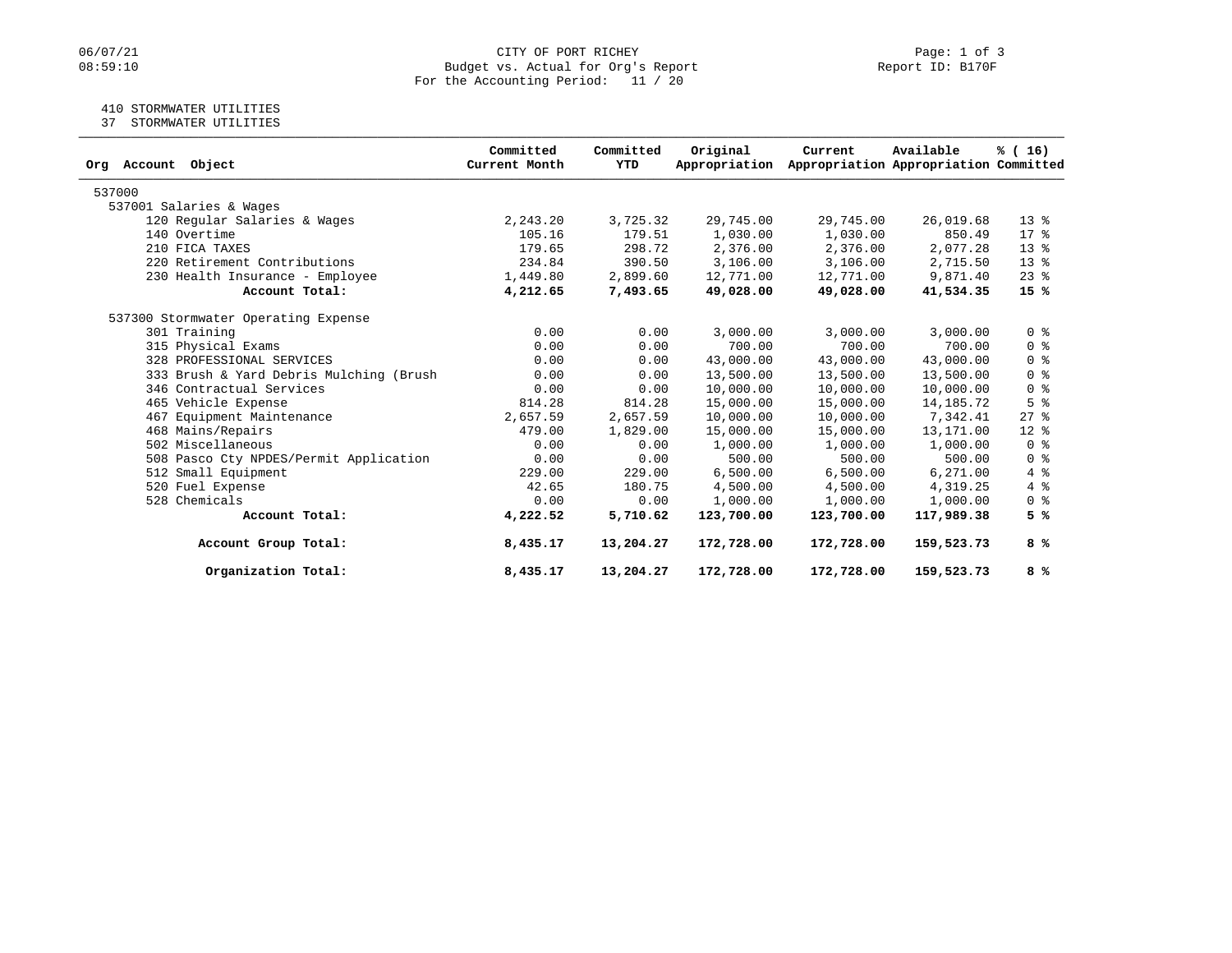# CITY OF PORT RICHEY

Budget vs. Actual for Org's Report

For the Accounting Period: 11 / 20

06/07/21 08:59:10 — Report ID: B170F

410 STORMWATER UTILITIES
37 STORMWATER UTILITIES

| Org Account Object | Committed Current Month | Committed YTD | Original Appropriation | Current Appropriation | Available Appropriation | % ( 16) Committed |
|---|---|---|---|---|---|---|
| 537000 | | | | | | |
| 537001 Salaries & Wages | | | | | | |
| 120 Regular Salaries & Wages | 2,243.20 | 3,725.32 | 29,745.00 | 29,745.00 | 26,019.68 | 13 % |
| 140 Overtime | 105.16 | 179.51 | 1,030.00 | 1,030.00 | 850.49 | 17 % |
| 210 FICA TAXES | 179.65 | 298.72 | 2,376.00 | 2,376.00 | 2,077.28 | 13 % |
| 220 Retirement Contributions | 234.84 | 390.50 | 3,106.00 | 3,106.00 | 2,715.50 | 13 % |
| 230 Health Insurance - Employee | 1,449.80 | 2,899.60 | 12,771.00 | 12,771.00 | 9,871.40 | 23 % |
| **Account Total:** | **4,212.65** | **7,493.65** | **49,028.00** | **49,028.00** | **41,534.35** | **15 %** |
| 537300 Stormwater Operating Expense | | | | | | |
| 301 Training | 0.00 | 0.00 | 3,000.00 | 3,000.00 | 3,000.00 | 0 % |
| 315 Physical Exams | 0.00 | 0.00 | 700.00 | 700.00 | 700.00 | 0 % |
| 328 PROFESSIONAL SERVICES | 0.00 | 0.00 | 43,000.00 | 43,000.00 | 43,000.00 | 0 % |
| 333 Brush & Yard Debris Mulching (Brush | 0.00 | 0.00 | 13,500.00 | 13,500.00 | 13,500.00 | 0 % |
| 346 Contractual Services | 0.00 | 0.00 | 10,000.00 | 10,000.00 | 10,000.00 | 0 % |
| 465 Vehicle Expense | 814.28 | 814.28 | 15,000.00 | 15,000.00 | 14,185.72 | 5 % |
| 467 Equipment Maintenance | 2,657.59 | 2,657.59 | 10,000.00 | 10,000.00 | 7,342.41 | 27 % |
| 468 Mains/Repairs | 479.00 | 1,829.00 | 15,000.00 | 15,000.00 | 13,171.00 | 12 % |
| 502 Miscellaneous | 0.00 | 0.00 | 1,000.00 | 1,000.00 | 1,000.00 | 0 % |
| 508 Pasco Cty NPDES/Permit Application | 0.00 | 0.00 | 500.00 | 500.00 | 500.00 | 0 % |
| 512 Small Equipment | 229.00 | 229.00 | 6,500.00 | 6,500.00 | 6,271.00 | 4 % |
| 520 Fuel Expense | 42.65 | 180.75 | 4,500.00 | 4,500.00 | 4,319.25 | 4 % |
| 528 Chemicals | 0.00 | 0.00 | 1,000.00 | 1,000.00 | 1,000.00 | 0 % |
| **Account Total:** | **4,222.52** | **5,710.62** | **123,700.00** | **123,700.00** | **117,989.38** | **5 %** |
| **Account Group Total:** | **8,435.17** | **13,204.27** | **172,728.00** | **172,728.00** | **159,523.73** | **8 %** |
| **Organization Total:** | **8,435.17** | **13,204.27** | **172,728.00** | **172,728.00** | **159,523.73** | **8 %** |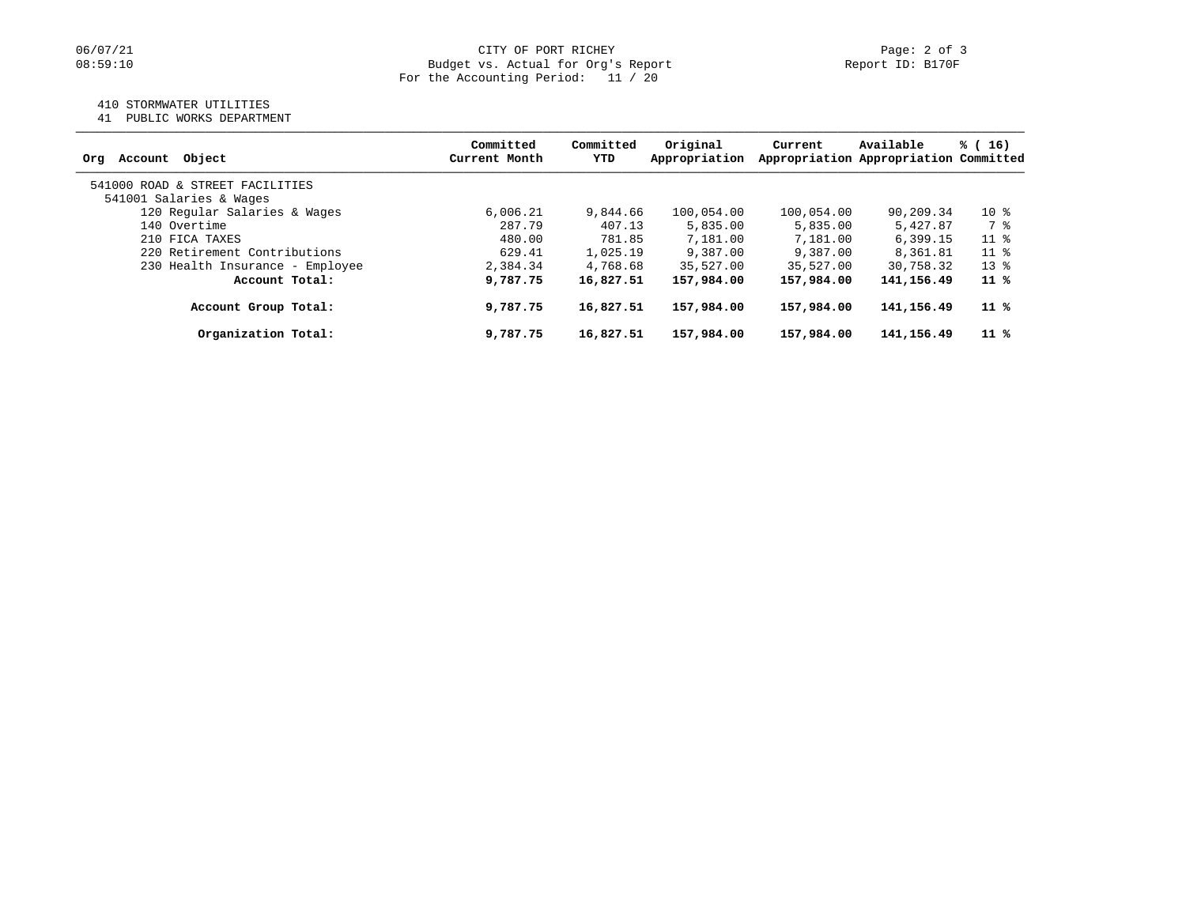410 STORMWATER UTILITIES
41 PUBLIC WORKS DEPARTMENT

| Org Account Object | Committed Current Month | Committed YTD | Original Appropriation | Current Appropriation | Available Appropriation | % ( 16) Committed |
|---|---|---|---|---|---|---|
| 541000 ROAD & STREET FACILITIES | | | | | | |
| 541001 Salaries & Wages | | | | | | |
| 120 Regular Salaries & Wages | 6,006.21 | 9,844.66 | 100,054.00 | 100,054.00 | 90,209.34 | 10 % |
| 140 Overtime | 287.79 | 407.13 | 5,835.00 | 5,835.00 | 5,427.87 | 7 % |
| 210 FICA TAXES | 480.00 | 781.85 | 7,181.00 | 7,181.00 | 6,399.15 | 11 % |
| 220 Retirement Contributions | 629.41 | 1,025.19 | 9,387.00 | 9,387.00 | 8,361.81 | 11 % |
| 230 Health Insurance - Employee | 2,384.34 | 4,768.68 | 35,527.00 | 35,527.00 | 30,758.32 | 13 % |
| **Account Total:** | **9,787.75** | **16,827.51** | **157,984.00** | **157,984.00** | **141,156.49** | **11 %** |
| **Account Group Total:** | **9,787.75** | **16,827.51** | **157,984.00** | **157,984.00** | **141,156.49** | **11 %** |
| **Organization Total:** | **9,787.75** | **16,827.51** | **157,984.00** | **157,984.00** | **141,156.49** | **11 %** |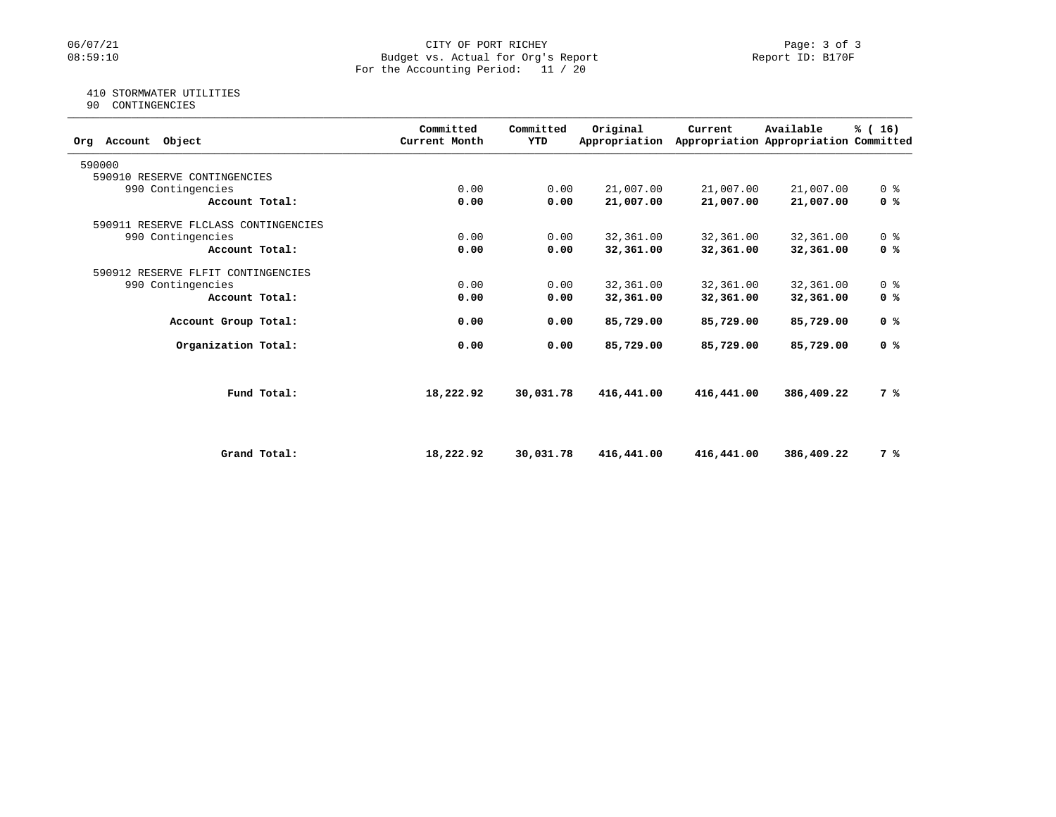CITY OF PORT RICHEY
Budget vs. Actual for Org's Report
For the Accounting Period: 11 / 20

410 STORMWATER UTILITIES
90 CONTINGENCIES

| Org Account Object | Committed Current Month | Committed YTD | Original Appropriation | Current Appropriation | Available Appropriation | % ( 16) Committed |
|---|---|---|---|---|---|---|
| 590000 | | | | | | |
| 590910 RESERVE CONTINGENCIES | | | | | | |
| 990 Contingencies | 0.00 | 0.00 | 21,007.00 | 21,007.00 | 21,007.00 | 0 % |
| **Account Total:** | **0.00** | **0.00** | **21,007.00** | **21,007.00** | **21,007.00** | **0 %** |
| 590911 RESERVE FLCLASS CONTINGENCIES | | | | | | |
| 990 Contingencies | 0.00 | 0.00 | 32,361.00 | 32,361.00 | 32,361.00 | 0 % |
| **Account Total:** | **0.00** | **0.00** | **32,361.00** | **32,361.00** | **32,361.00** | **0 %** |
| 590912 RESERVE FLFIT CONTINGENCIES | | | | | | |
| 990 Contingencies | 0.00 | 0.00 | 32,361.00 | 32,361.00 | 32,361.00 | 0 % |
| **Account Total:** | **0.00** | **0.00** | **32,361.00** | **32,361.00** | **32,361.00** | **0 %** |
| **Account Group Total:** | **0.00** | **0.00** | **85,729.00** | **85,729.00** | **85,729.00** | **0 %** |
| **Organization Total:** | **0.00** | **0.00** | **85,729.00** | **85,729.00** | **85,729.00** | **0 %** |
| **Fund Total:** | **18,222.92** | **30,031.78** | **416,441.00** | **416,441.00** | **386,409.22** | **7 %** |
| **Grand Total:** | **18,222.92** | **30,031.78** | **416,441.00** | **416,441.00** | **386,409.22** | **7 %** |